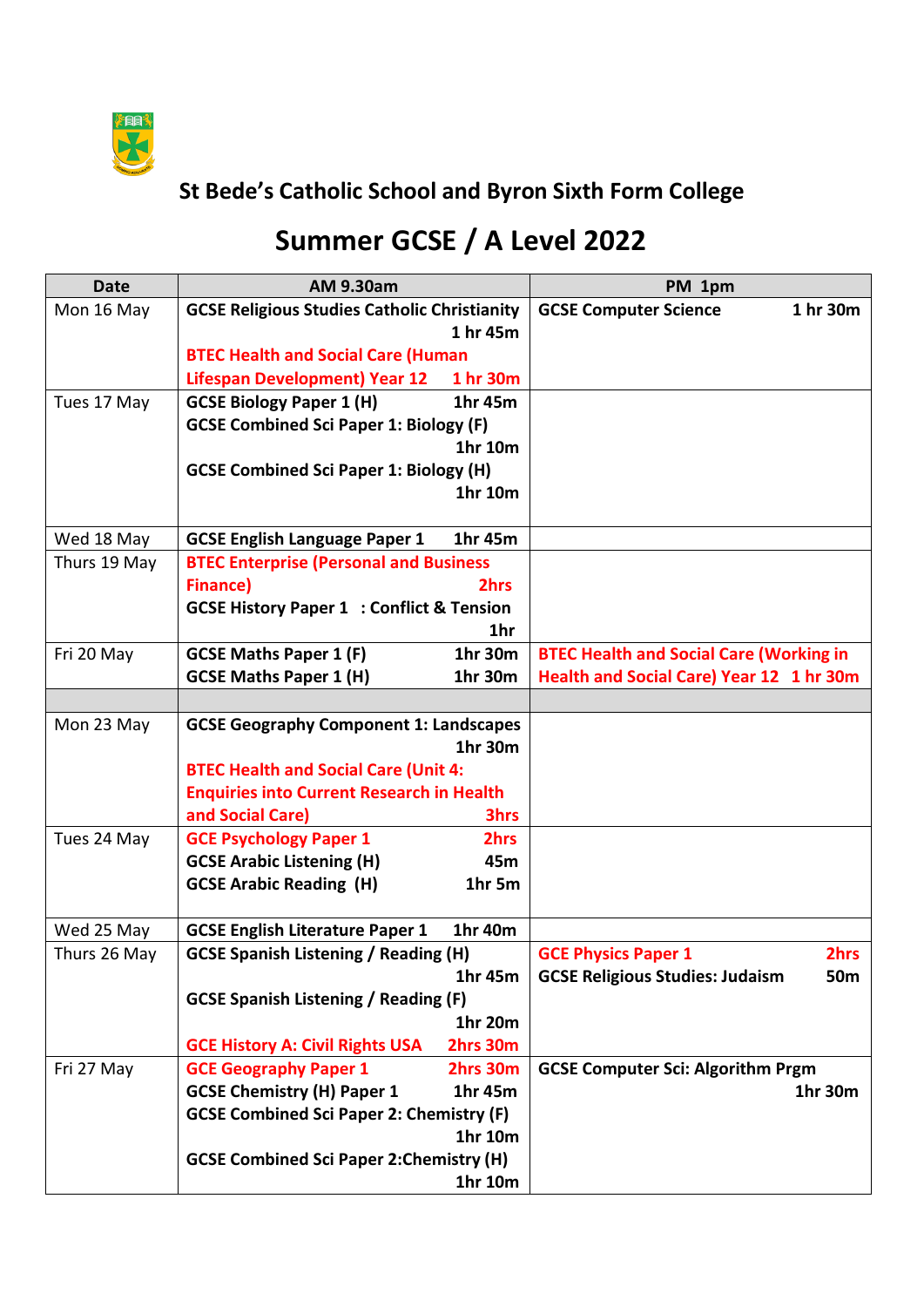## St Bede's Catholic School and Byron Sixth Form College

# Summer GCSE / A Level 2022

| Date | AM 9.30am | PM 1pm |
|---|---|---|
| Mon 16 May | **GCSE Religious Studies Catholic Christianity** 1 hr 45m<br>**BTEC Health and Social Care (Human Lifespan Development) Year 12** 1 hr 30m | **GCSE Computer Science** 1 hr 30m |
| Tues 17 May | **GCSE Biology Paper 1 (H)** 1hr 45m<br>**GCSE Combined Sci Paper 1: Biology (F)** 1hr 10m<br>**GCSE Combined Sci Paper 1: Biology (H)** 1hr 10m | |
| Wed 18 May | **GCSE English Language Paper 1** 1hr 45m | |
| Thurs 19 May | **BTEC Enterprise (Personal and Business Finance)** 2hrs<br>**GCSE History Paper 1 : Conflict & Tension** 1hr | |
| Fri 20 May | **GCSE Maths Paper 1 (F)** 1hr 30m<br>**GCSE Maths Paper 1 (H)** 1hr 30m | **BTEC Health and Social Care (Working in Health and Social Care) Year 12** 1 hr 30m |
| | | |
| Mon 23 May | **GCSE Geography Component 1: Landscapes** 1hr 30m<br>**BTEC Health and Social Care (Unit 4: Enquiries into Current Research in Health and Social Care)** 3hrs | |
| Tues 24 May | **GCE Psychology Paper 1** 2hrs<br>**GCSE Arabic Listening (H)** 45m<br>**GCSE Arabic Reading (H)** 1hr 5m | |
| Wed 25 May | **GCSE English Literature Paper 1** 1hr 40m | |
| Thurs 26 May | **GCSE Spanish Listening / Reading (H)** 1hr 45m<br>**GCSE Spanish Listening / Reading (F)** 1hr 20m<br>**GCE History A: Civil Rights USA** 2hrs 30m | **GCE Physics Paper 1** 2hrs<br>**GCSE Religious Studies: Judaism** 50m |
| Fri 27 May | **GCE Geography Paper 1** 2hrs 30m<br>**GCSE Chemistry (H) Paper 1** 1hr 45m<br>**GCSE Combined Sci Paper 2: Chemistry (F)** 1hr 10m<br>**GCSE Combined Sci Paper 2:Chemistry (H)** 1hr 10m | **GCSE Computer Sci: Algorithm Prgm** 1hr 30m |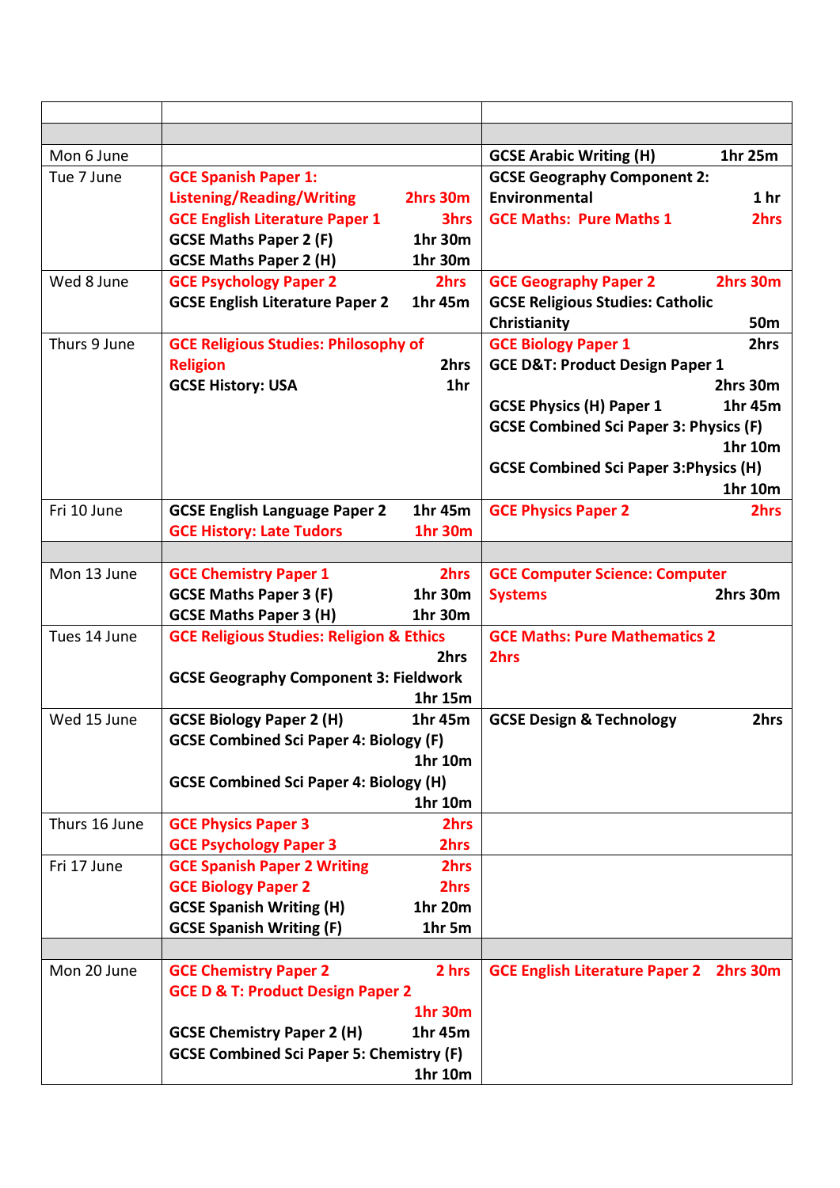| | | |
|---|---|---|
| | | |
| Mon 6 June | | GCSE Arabic Writing (H) 1hr 25m |
| Tue 7 June | GCE Spanish Paper 1: Listening/Reading/Writing 2hrs 30m<br>GCE English Literature Paper 1 3hrs<br>GCSE Maths Paper 2 (F) 1hr 30m<br>GCSE Maths Paper 2 (H) 1hr 30m | GCSE Geography Component 2: Environmental 1 hr<br>GCE Maths: Pure Maths 1 2hrs |
| Wed 8 June | GCE Psychology Paper 2 2hrs<br>GCSE English Literature Paper 2 1hr 45m | GCE Geography Paper 2 2hrs 30m<br>GCSE Religious Studies: Catholic Christianity 50m |
| Thurs 9 June | GCE Religious Studies: Philosophy of Religion 2hrs<br>GCSE History: USA 1hr | GCE Biology Paper 1 2hrs<br>GCE D&T: Product Design Paper 1 2hrs 30m<br>GCSE Physics (H) Paper 1 1hr 45m<br>GCSE Combined Sci Paper 3: Physics (F) 1hr 10m<br>GCSE Combined Sci Paper 3:Physics (H) 1hr 10m |
| Fri 10 June | GCSE English Language Paper 2 1hr 45m<br>GCE History: Late Tudors 1hr 30m | GCE Physics Paper 2 2hrs |
| | | |
| Mon 13 June | GCE Chemistry Paper 1 2hrs<br>GCSE Maths Paper 3 (F) 1hr 30m<br>GCSE Maths Paper 3 (H) 1hr 30m | GCE Computer Science: Computer Systems 2hrs 30m |
| Tues 14 June | GCE Religious Studies: Religion & Ethics 2hrs<br>GCSE Geography Component 3: Fieldwork 1hr 15m | GCE Maths: Pure Mathematics 2 2hrs |
| Wed 15 June | GCSE Biology Paper 2 (H) 1hr 45m<br>GCSE Combined Sci Paper 4: Biology (F) 1hr 10m<br>GCSE Combined Sci Paper 4: Biology (H) 1hr 10m | GCSE Design & Technology 2hrs |
| Thurs 16 June | GCE Physics Paper 3 2hrs<br>GCE Psychology Paper 3 2hrs | |
| Fri 17 June | GCE Spanish Paper 2 Writing 2hrs<br>GCE Biology Paper 2 2hrs<br>GCSE Spanish Writing (H) 1hr 20m<br>GCSE Spanish Writing (F) 1hr 5m | |
| | | |
| Mon 20 June | GCE Chemistry Paper 2 2 hrs<br>GCE D & T: Product Design Paper 2 1hr 30m<br>GCSE Chemistry Paper 2 (H) 1hr 45m<br>GCSE Combined Sci Paper 5: Chemistry (F) 1hr 10m | GCE English Literature Paper 2 2hrs 30m |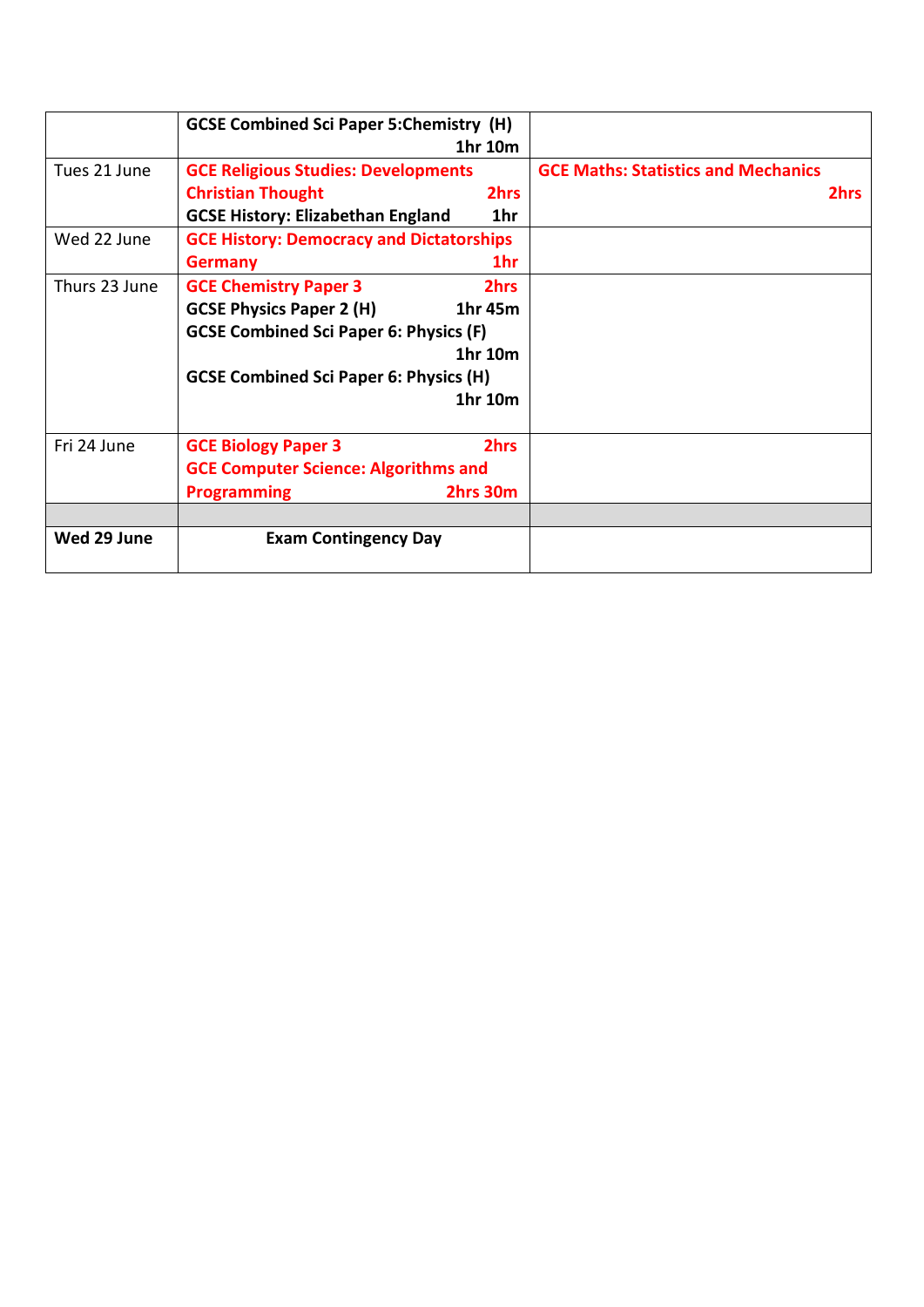| | | |
|---|---|---|
| | **GCSE Combined Sci Paper 5:Chemistry (H) 1hr 10m** | |
| Tues 21 June | **GCE Religious Studies: Developments Christian Thought 2hrs**<br>**GCSE History: Elizabethan England 1hr** | **GCE Maths: Statistics and Mechanics 2hrs** |
| Wed 22 June | **GCE History: Democracy and Dictatorships Germany 1hr** | |
| Thurs 23 June | **GCE Chemistry Paper 3 2hrs**<br>**GCSE Physics Paper 2 (H) 1hr 45m**<br>**GCSE Combined Sci Paper 6: Physics (F) 1hr 10m**<br>**GCSE Combined Sci Paper 6: Physics (H) 1hr 10m** | |
| Fri 24 June | **GCE Biology Paper 3 2hrs**<br>**GCE Computer Science: Algorithms and Programming 2hrs 30m** | |
| | | |
| **Wed 29 June** | **Exam Contingency Day** | |